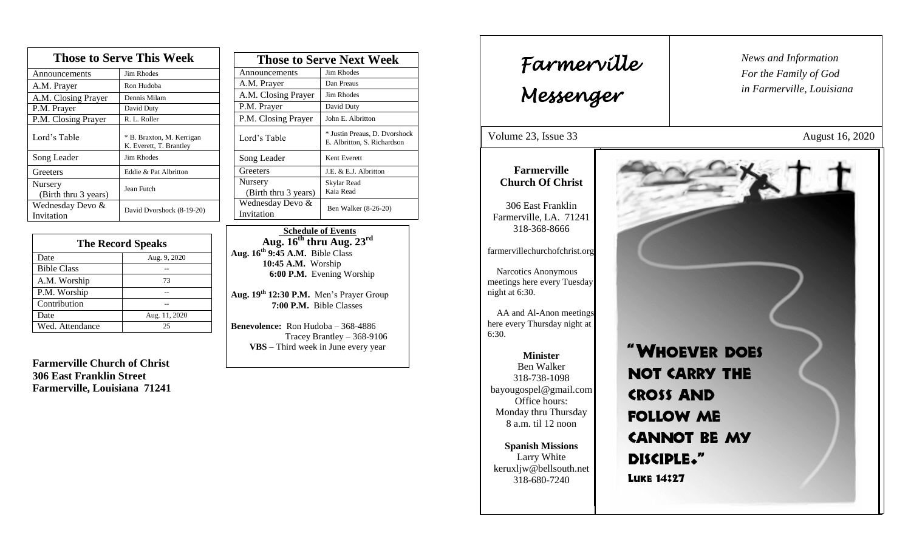## Those to Serve This Week

| Those to Serve This Week | |
|---|---|
| Announcements | Jim Rhodes |
| A.M. Prayer | Ron Hudoba |
| A.M. Closing Prayer | Dennis Milam |
| P.M. Prayer | David Duty |
| P.M. Closing Prayer | R. L. Roller |
| Lord's Table | * B. Braxton, M. Kerrigan K. Everett, T. Brantley |
| Song Leader | Jim Rhodes |
| Greeters | Eddie & Pat Albritton |
| Nursery (Birth thru 3 years) | Jean Futch |
| Wednesday Devo & Invitation | David Dvorshock (8-19-20) |

## The Record Speaks

| The Record Speaks | |
|---|---|
| Date | Aug. 9, 2020 |
| Bible Class | -- |
| A.M. Worship | 73 |
| P.M. Worship | -- |
| Contribution | -- |
| Date | Aug. 11, 2020 |
| Wed. Attendance | 25 |

**Farmerville Church of Christ**
**306 East Franklin Street**
**Farmerville, Louisiana 71241**

## Those to Serve Next Week

| Those to Serve Next Week | |
|---|---|
| Announcements | Jim Rhodes |
| A.M. Prayer | Dan Preaus |
| A.M. Closing Prayer | Jim Rhodes |
| P.M. Prayer | David Duty |
| P.M. Closing Prayer | John E. Albritton |
| Lord's Table | * Justin Preaus, D. Dvorshock E. Albritton, S. Richardson |
| Song Leader | Kent Everett |
| Greeters | J.E. & E.J. Albritton |
| Nursery (Birth thru 3 years) | Skylar Read Kaia Read |
| Wednesday Devo & Invitation | Ben Walker (8-26-20) |

**Schedule of Events**
**Aug. 16th thru Aug. 23rd**

**Aug. 16th 9:45 A.M.** Bible Class
**10:45 A.M.** Worship
**6:00 P.M.** Evening Worship

**Aug. 19th 12:30 P.M.** Men's Prayer Group
**7:00 P.M.** Bible Classes

**Benevolence:** Ron Hudoba – 368-4886
Tracey Brantley – 368-9106
**VBS** – Third week in June every year

# Farmerville Messenger

*News and Information For the Family of God in Farmerville, Louisiana*

Volume 23, Issue 33 August 16, 2020

**Farmerville Church Of Christ**

306 East Franklin
Farmerville, LA. 71241
318-368-8666

farmervillechurchofchrist.org

Narcotics Anonymous meetings here every Tuesday night at 6:30.

AA and Al-Anon meetings here every Thursday night at 6:30.

**Minister**
Ben Walker
318-738-1098
bayougospel@gmail.com
Office hours:
Monday thru Thursday
8 a.m. til 12 noon

**Spanish Missions**
Larry White
keruxljw@bellsouth.net
318-680-7240

"Whoever does not carry the cross and follow me cannot be my disciple."
Luke 14:27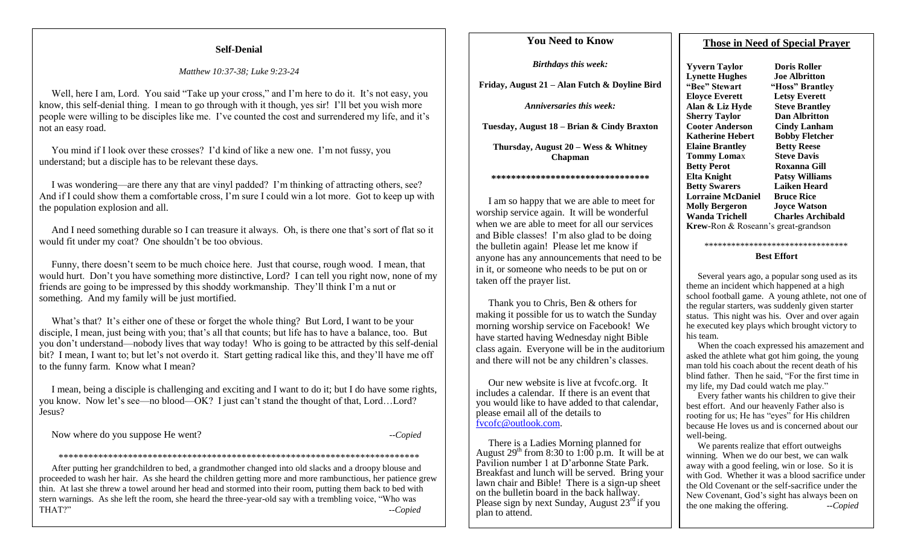## Self-Denial

*Matthew 10:37-38; Luke 9:23-24*

Well, here I am, Lord. You said "Take up your cross," and I'm here to do it. It's not easy, you know, this self-denial thing. I mean to go through with it though, yes sir! I'll bet you wish more people were willing to be disciples like me. I've counted the cost and surrendered my life, and it's not an easy road.

You mind if I look over these crosses? I'd kind of like a new one. I'm not fussy, you understand; but a disciple has to be relevant these days.

I was wondering—are there any that are vinyl padded? I'm thinking of attracting others, see? And if I could show them a comfortable cross, I'm sure I could win a lot more. Got to keep up with the population explosion and all.

And I need something durable so I can treasure it always. Oh, is there one that's sort of flat so it would fit under my coat? One shouldn't be too obvious.

Funny, there doesn't seem to be much choice here. Just that course, rough wood. I mean, that would hurt. Don't you have something more distinctive, Lord? I can tell you right now, none of my friends are going to be impressed by this shoddy workmanship. They'll think I'm a nut or something. And my family will be just mortified.

What's that? It's either one of these or forget the whole thing? But Lord, I want to be your disciple, I mean, just being with you; that's all that counts; but life has to have a balance, too. But you don't understand—nobody lives that way today! Who is going to be attracted by this self-denial bit? I mean, I want to; but let's not overdo it. Start getting radical like this, and they'll have me off to the funny farm. Know what I mean?

I mean, being a disciple is challenging and exciting and I want to do it; but I do have some rights, you know. Now let's see—no blood—OK? I just can't stand the thought of that, Lord…Lord? Jesus?

Now where do you suppose He went? *--Copied*

\*\*\*\*\*\*\*\*\*\*\*\*\*\*\*\*\*\*\*\*\*\*\*\*\*\*\*\*\*\*\*\*\*\*\*\*\*\*\*\*\*\*\*\*\*\*\*\*\*\*\*\*\*\*\*\*\*\*\*\*\*\*\*\*\*\*\*\*\*\*\*\*\*\*\*\*\*

After putting her grandchildren to bed, a grandmother changed into old slacks and a droopy blouse and proceeded to wash her hair. As she heard the children getting more and more rambunctious, her patience grew thin. At last she threw a towel around her head and stormed into their room, putting them back to bed with stern warnings. As she left the room, she heard the three-year-old say with a trembling voice, "Who was THAT?" *--Copied*

## You Need to Know

***Birthdays this week:***

**Friday, August 21 – Alan Futch & Doyline Bird**

***Anniversaries this week:***

**Tuesday, August 18 – Brian & Cindy Braxton**

**Thursday, August 20 – Wess & Whitney Chapman**

\*\*\*\*\*\*\*\*\*\*\*\*\*\*\*\*\*\*\*\*\*\*\*\*\*\*\*\*\*\*\*\*

I am so happy that we are able to meet for worship service again. It will be wonderful when we are able to meet for all our services and Bible classes! I'm also glad to be doing the bulletin again! Please let me know if anyone has any announcements that need to be in it, or someone who needs to be put on or taken off the prayer list.

Thank you to Chris, Ben & others for making it possible for us to watch the Sunday morning worship service on Facebook! We have started having Wednesday night Bible class again. Everyone will be in the auditorium and there will not be any children's classes.

Our new website is live at fvcofc.org. It includes a calendar. If there is an event that you would like to have added to that calendar, please email all of the details to fvcofc@outlook.com.

There is a Ladies Morning planned for August 29th from 8:30 to 1:00 p.m. It will be at Pavilion number 1 at D'arbonne State Park. Breakfast and lunch will be served. Bring your lawn chair and Bible! There is a sign-up sheet on the bulletin board in the back hallway. Please sign by next Sunday, August 23rd if you plan to attend.

## Those in Need of Special Prayer

| | |
|---|---|
| **Yyvern Taylor** | **Doris Roller** |
| **Lynette Hughes** | **Joe Albritton** |
| **"Bee" Stewart** | **"Hoss" Brantley** |
| **Eloyce Everett** | **Letsy Everett** |
| **Alan & Liz Hyde** | **Steve Brantley** |
| **Sherry Taylor** | **Dan Albritton** |
| **Cooter Anderson** | **Cindy Lanham** |
| **Katherine Hebert** | **Bobby Fletcher** |
| **Elaine Brantley** | **Betty Reese** |
| **Tommy Lomax** | **Steve Davis** |
| **Betty Perot** | **Roxanna Gill** |
| **Elta Knight** | **Patsy Williams** |
| **Betty Swarers** | **Laiken Heard** |
| **Lorraine McDaniel** | **Bruce Rice** |
| **Molly Bergeron** | **Joyce Watson** |
| **Wanda Trichell** | **Charles Archibald** |

**Krew**-Ron & Roseann's great-grandson

\*\*\*\*\*\*\*\*\*\*\*\*\*\*\*\*\*\*\*\*\*\*\*\*\*\*\*\*\*\*\*\*

### Best Effort

Several years ago, a popular song used as its theme an incident which happened at a high school football game. A young athlete, not one of the regular starters, was suddenly given starter status. This night was his. Over and over again he executed key plays which brought victory to his team.

When the coach expressed his amazement and asked the athlete what got him going, the young man told his coach about the recent death of his blind father. Then he said, "For the first time in my life, my Dad could watch me play."

Every father wants his children to give their best effort. And our heavenly Father also is rooting for us; He has "eyes" for His children because He loves us and is concerned about our well-being.

We parents realize that effort outweighs winning. When we do our best, we can walk away with a good feeling, win or lose. So it is with God. Whether it was a blood sacrifice under the Old Covenant or the self-sacrifice under the New Covenant, God's sight has always been on the one making the offering. *--Copied*